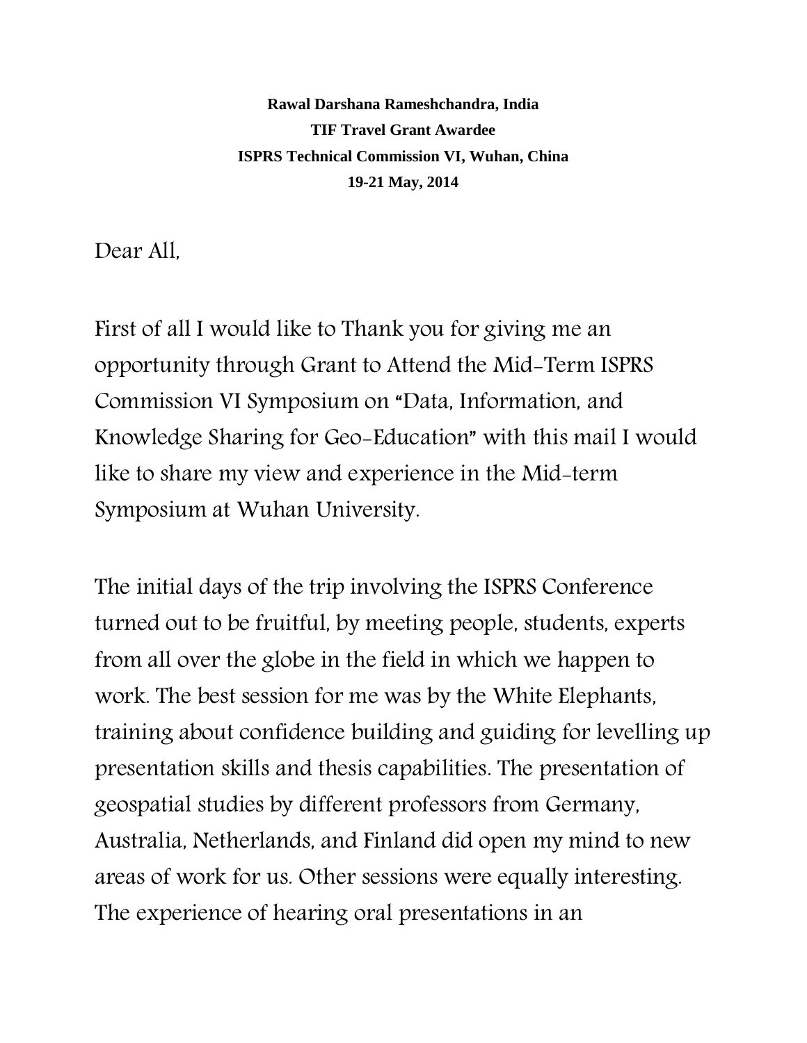**Rawal Darshana Rameshchandra, India**

**TIF Travel Grant Awardee**

**ISPRS Technical Commission VI, Wuhan, China**

**19-21 May, 2014**

Dear All,

First of all I would like to Thank you for giving me an opportunity through Grant to Attend the Mid-Term ISPRS Commission VI Symposium on "Data, Information, and Knowledge Sharing for Geo-Education" with this mail I would like to share my view and experience in the Mid-term Symposium at Wuhan University.

The initial days of the trip involving the ISPRS Conference turned out to be fruitful, by meeting people, students, experts from all over the globe in the field in which we happen to work. The best session for me was by the White Elephants, training about confidence building and guiding for levelling up presentation skills and thesis capabilities. The presentation of geospatial studies by different professors from Germany, Australia, Netherlands, and Finland did open my mind to new areas of work for us. Other sessions were equally interesting. The experience of hearing oral presentations in an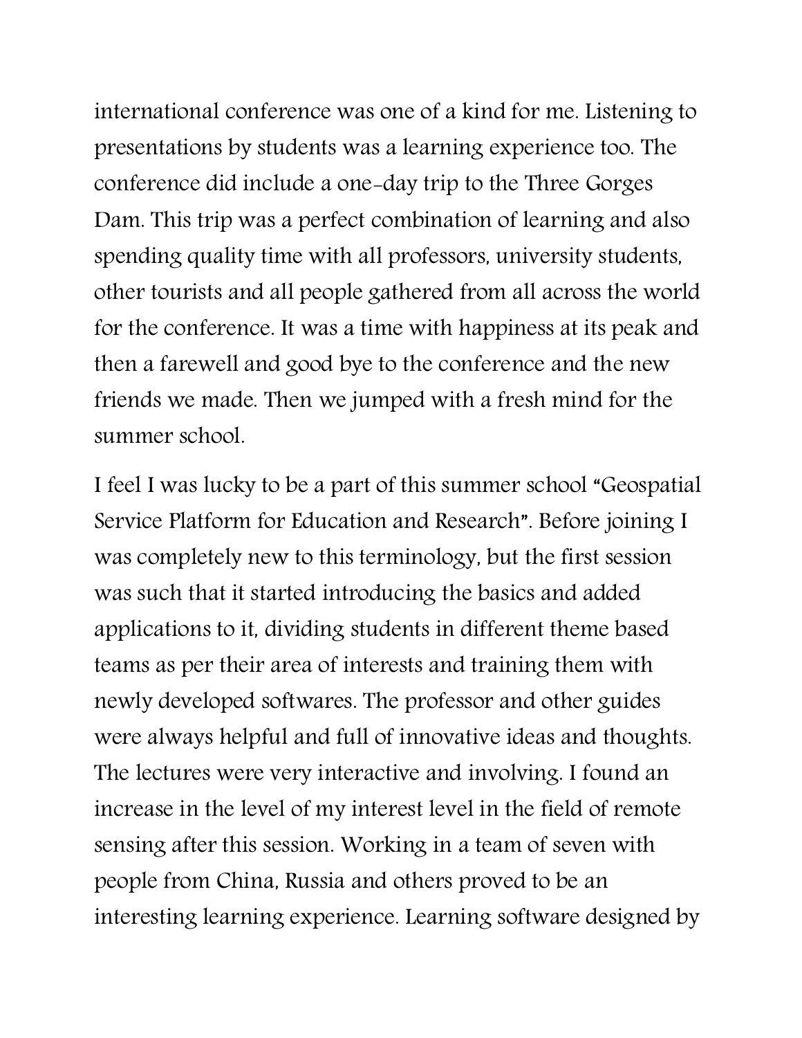international conference was one of a kind for me. Listening to presentations by students was a learning experience too. The conference did include a one-day trip to the Three Gorges Dam. This trip was a perfect combination of learning and also spending quality time with all professors, university students, other tourists and all people gathered from all across the world for the conference. It was a time with happiness at its peak and then a farewell and good bye to the conference and the new friends we made. Then we jumped with a fresh mind for the summer school.

I feel I was lucky to be a part of this summer school "Geospatial Service Platform for Education and Research". Before joining I was completely new to this terminology, but the first session was such that it started introducing the basics and added applications to it, dividing students in different theme based teams as per their area of interests and training them with newly developed softwares. The professor and other guides were always helpful and full of innovative ideas and thoughts. The lectures were very interactive and involving. I found an increase in the level of my interest level in the field of remote sensing after this session. Working in a team of seven with people from China, Russia and others proved to be an interesting learning experience. Learning software designed by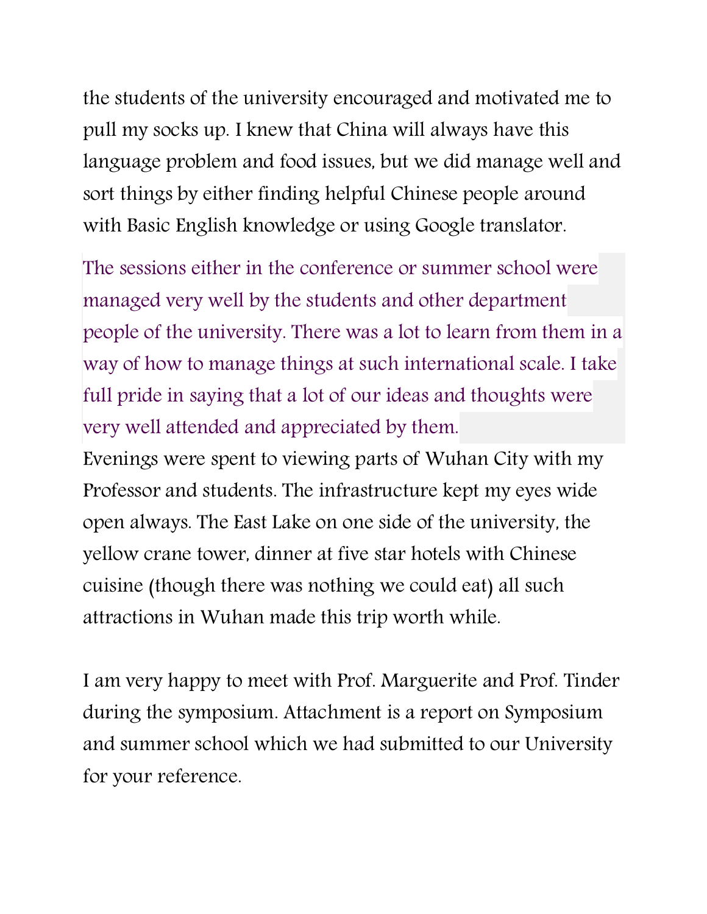the students of the university encouraged and motivated me to pull my socks up. I knew that China will always have this language problem and food issues, but we did manage well and sort things by either finding helpful Chinese people around with Basic English knowledge or using Google translator.

The sessions either in the conference or summer school were managed very well by the students and other department people of the university. There was a lot to learn from them in a way of how to manage things at such international scale. I take full pride in saying that a lot of our ideas and thoughts were very well attended and appreciated by them.

Evenings were spent to viewing parts of Wuhan City with my Professor and students. The infrastructure kept my eyes wide open always. The East Lake on one side of the university, the yellow crane tower, dinner at five star hotels with Chinese cuisine (though there was nothing we could eat) all such attractions in Wuhan made this trip worth while.

I am very happy to meet with Prof. Marguerite and Prof. Tinder during the symposium. Attachment is a report on Symposium and summer school which we had submitted to our University for your reference.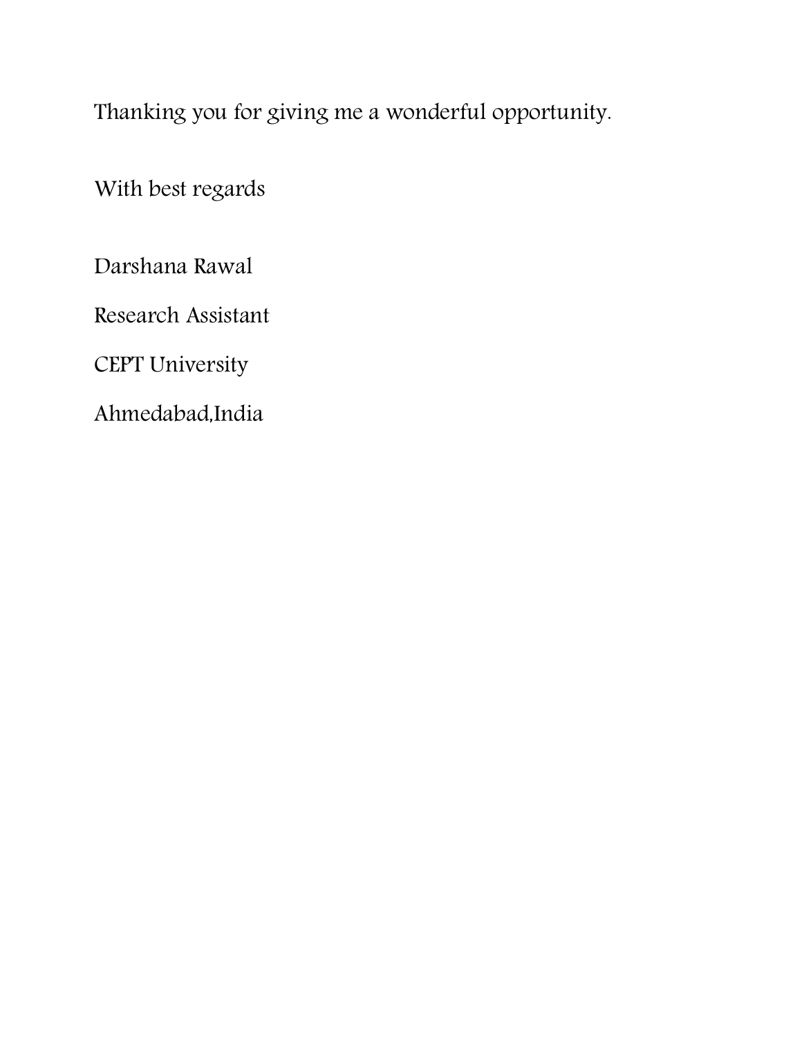Thanking you for giving me a wonderful opportunity.

With best regards

Darshana Rawal

Research Assistant

CEPT University

Ahmedabad,India